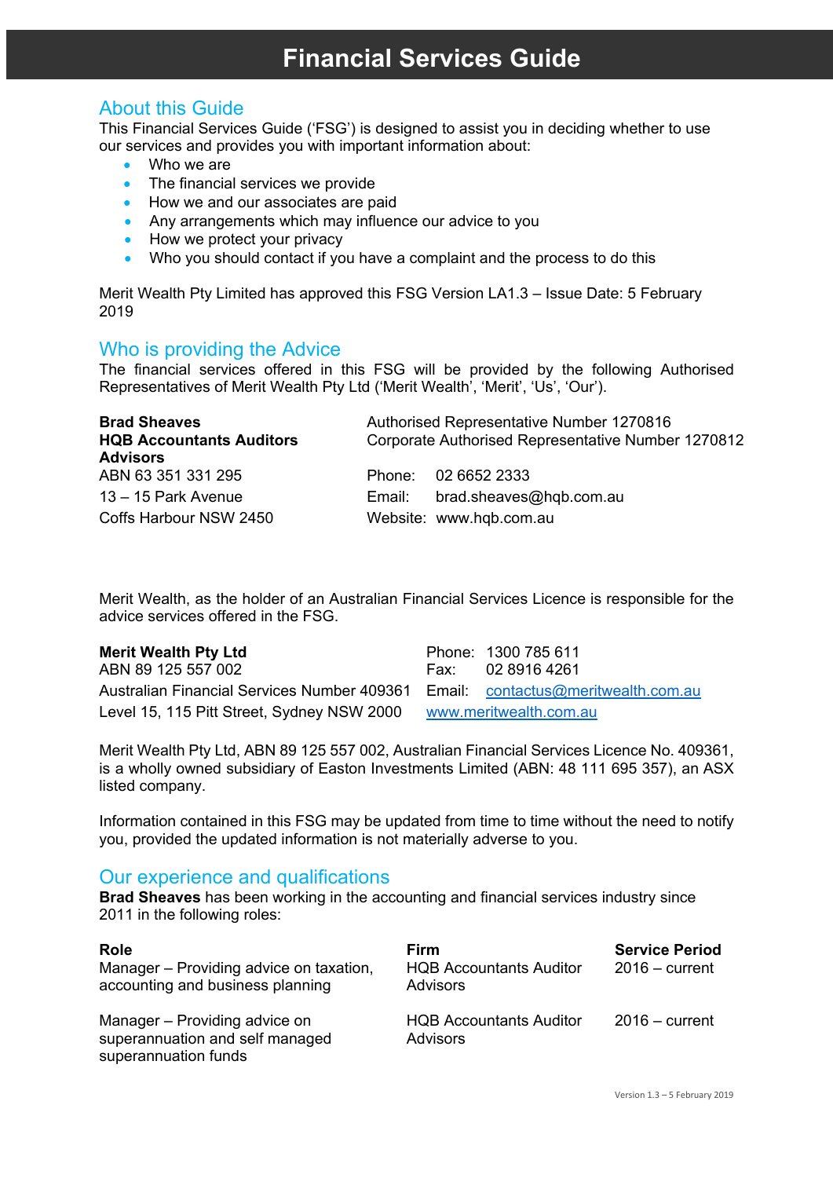# Financial Services Guide

## About this Guide

This Financial Services Guide ('FSG') is designed to assist you in deciding whether to use our services and provides you with important information about:

- Who we are
- The financial services we provide
- How we and our associates are paid
- Any arrangements which may influence our advice to you
- How we protect your privacy
- Who you should contact if you have a complaint and the process to do this

Merit Wealth Pty Limited has approved this FSG Version LA1.3 – Issue Date: 5 February 2019

## Who is providing the Advice

The financial services offered in this FSG will be provided by the following Authorised Representatives of Merit Wealth Pty Ltd ('Merit Wealth', 'Merit', 'Us', 'Our').

| | |
|---|---|
| **Brad Sheaves** | Authorised Representative Number 1270816 |
| **HQB Accountants Auditors Advisors** | Corporate Authorised Representative Number 1270812 |
| ABN 63 351 331 295 | Phone: 02 6652 2333 |
| 13 – 15 Park Avenue | Email: brad.sheaves@hqb.com.au |
| Coffs Harbour NSW 2450 | Website: www.hqb.com.au |

Merit Wealth, as the holder of an Australian Financial Services Licence is responsible for the advice services offered in the FSG.

| | |
|---|---|
| **Merit Wealth Pty Ltd** | Phone: 1300 785 611 |
| ABN 89 125 557 002 | Fax: 02 8916 4261 |
| Australian Financial Services Number 409361 | Email: contactus@meritwealth.com.au |
| Level 15, 115 Pitt Street, Sydney NSW 2000 | www.meritwealth.com.au |

Merit Wealth Pty Ltd, ABN 89 125 557 002, Australian Financial Services Licence No. 409361, is a wholly owned subsidiary of Easton Investments Limited (ABN: 48 111 695 357), an ASX listed company.

Information contained in this FSG may be updated from time to time without the need to notify you, provided the updated information is not materially adverse to you.

## Our experience and qualifications

**Brad Sheaves** has been working in the accounting and financial services industry since 2011 in the following roles:

| Role | Firm | Service Period |
|---|---|---|
| Manager – Providing advice on taxation, accounting and business planning | HQB Accountants Auditor Advisors | 2016 – current |
| Manager – Providing advice on superannuation and self managed superannuation funds | HQB Accountants Auditor Advisors | 2016 – current |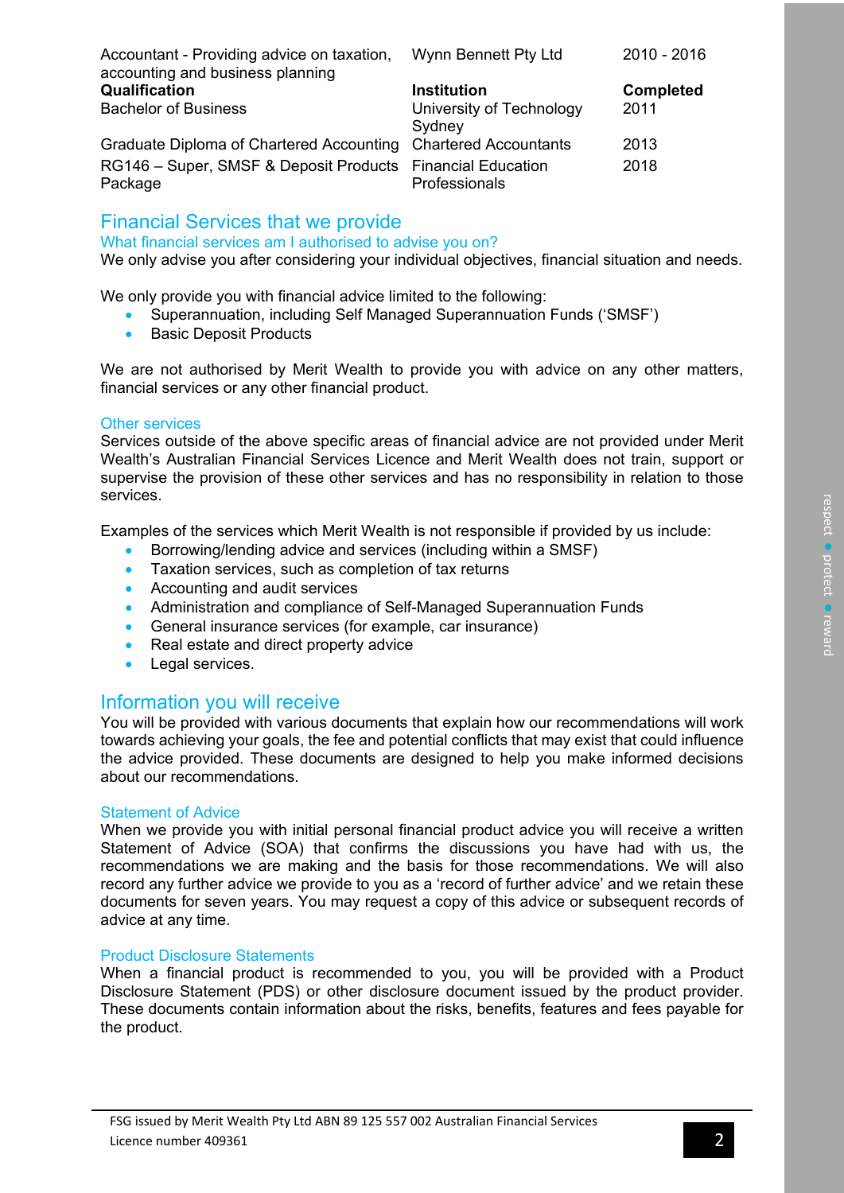| | | |
|---|---|---|
| Accountant - Providing advice on taxation, accounting and business planning | Wynn Bennett Pty Ltd | 2010 - 2016 |
| **Qualification** | **Institution** | **Completed** |
| Bachelor of Business | University of Technology Sydney | 2011 |
| Graduate Diploma of Chartered Accounting | Chartered Accountants | 2013 |
| RG146 – Super, SMSF & Deposit Products Package | Financial Education Professionals | 2018 |

## Financial Services that we provide

### What financial services am I authorised to advise you on?

We only advise you after considering your individual objectives, financial situation and needs.

We only provide you with financial advice limited to the following:

- Superannuation, including Self Managed Superannuation Funds ('SMSF')
- Basic Deposit Products

We are not authorised by Merit Wealth to provide you with advice on any other matters, financial services or any other financial product.

### Other services

Services outside of the above specific areas of financial advice are not provided under Merit Wealth's Australian Financial Services Licence and Merit Wealth does not train, support or supervise the provision of these other services and has no responsibility in relation to those services.

Examples of the services which Merit Wealth is not responsible if provided by us include:

- Borrowing/lending advice and services (including within a SMSF)
- Taxation services, such as completion of tax returns
- Accounting and audit services
- Administration and compliance of Self-Managed Superannuation Funds
- General insurance services (for example, car insurance)
- Real estate and direct property advice
- Legal services.

## Information you will receive

You will be provided with various documents that explain how our recommendations will work towards achieving your goals, the fee and potential conflicts that may exist that could influence the advice provided. These documents are designed to help you make informed decisions about our recommendations.

### Statement of Advice

When we provide you with initial personal financial product advice you will receive a written Statement of Advice (SOA) that confirms the discussions you have had with us, the recommendations we are making and the basis for those recommendations. We will also record any further advice we provide to you as a 'record of further advice' and we retain these documents for seven years. You may request a copy of this advice or subsequent records of advice at any time.

### Product Disclosure Statements

When a financial product is recommended to you, you will be provided with a Product Disclosure Statement (PDS) or other disclosure document issued by the product provider. These documents contain information about the risks, benefits, features and fees payable for the product.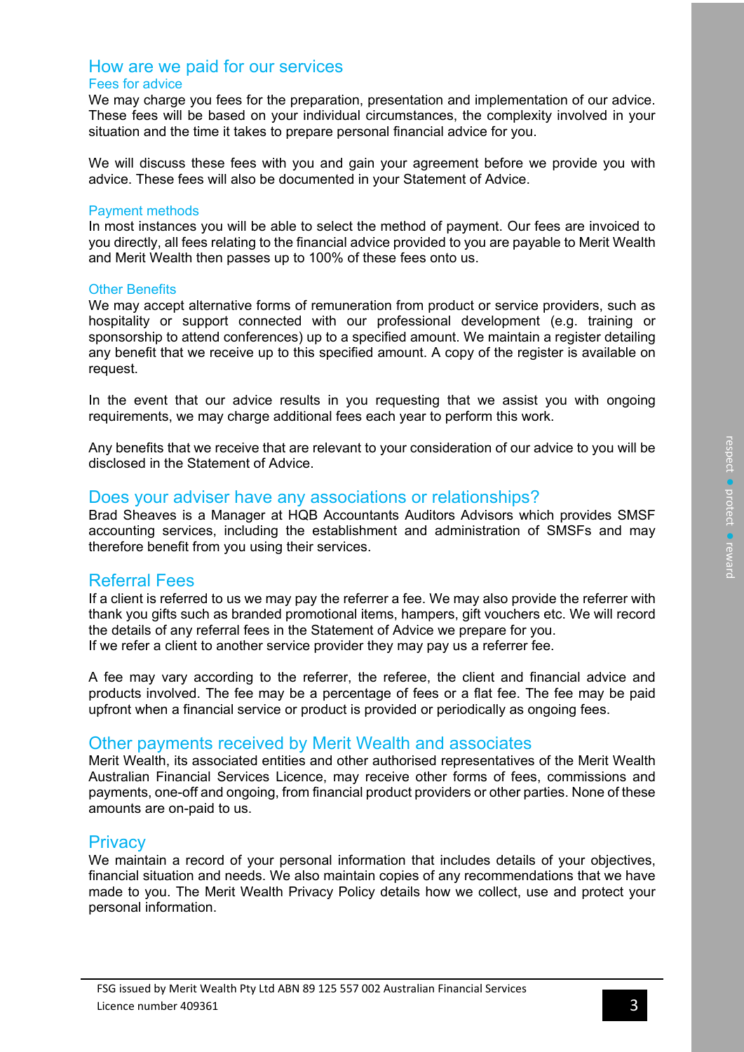## How are we paid for our services

### Fees for advice

We may charge you fees for the preparation, presentation and implementation of our advice. These fees will be based on your individual circumstances, the complexity involved in your situation and the time it takes to prepare personal financial advice for you.

We will discuss these fees with you and gain your agreement before we provide you with advice. These fees will also be documented in your Statement of Advice.

### Payment methods

In most instances you will be able to select the method of payment. Our fees are invoiced to you directly, all fees relating to the financial advice provided to you are payable to Merit Wealth and Merit Wealth then passes up to 100% of these fees onto us.

### Other Benefits

We may accept alternative forms of remuneration from product or service providers, such as hospitality or support connected with our professional development (e.g. training or sponsorship to attend conferences) up to a specified amount. We maintain a register detailing any benefit that we receive up to this specified amount. A copy of the register is available on request.

In the event that our advice results in you requesting that we assist you with ongoing requirements, we may charge additional fees each year to perform this work.

Any benefits that we receive that are relevant to your consideration of our advice to you will be disclosed in the Statement of Advice.

## Does your adviser have any associations or relationships?

Brad Sheaves is a Manager at HQB Accountants Auditors Advisors which provides SMSF accounting services, including the establishment and administration of SMSFs and may therefore benefit from you using their services.

## Referral Fees

If a client is referred to us we may pay the referrer a fee. We may also provide the referrer with thank you gifts such as branded promotional items, hampers, gift vouchers etc. We will record the details of any referral fees in the Statement of Advice we prepare for you.
If we refer a client to another service provider they may pay us a referrer fee.

A fee may vary according to the referrer, the referee, the client and financial advice and products involved. The fee may be a percentage of fees or a flat fee. The fee may be paid upfront when a financial service or product is provided or periodically as ongoing fees.

## Other payments received by Merit Wealth and associates

Merit Wealth, its associated entities and other authorised representatives of the Merit Wealth Australian Financial Services Licence, may receive other forms of fees, commissions and payments, one-off and ongoing, from financial product providers or other parties. None of these amounts are on-paid to us.

## Privacy

We maintain a record of your personal information that includes details of your objectives, financial situation and needs. We also maintain copies of any recommendations that we have made to you. The Merit Wealth Privacy Policy details how we collect, use and protect your personal information.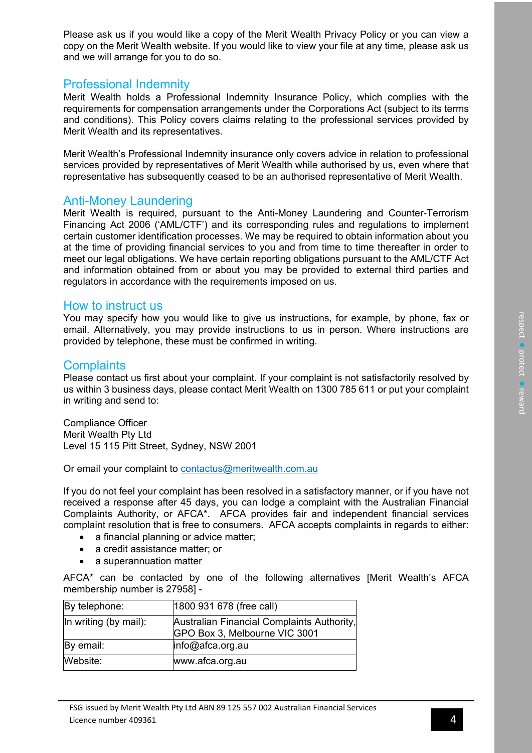Please ask us if you would like a copy of the Merit Wealth Privacy Policy or you can view a copy on the Merit Wealth website. If you would like to view your file at any time, please ask us and we will arrange for you to do so.

## Professional Indemnity

Merit Wealth holds a Professional Indemnity Insurance Policy, which complies with the requirements for compensation arrangements under the Corporations Act (subject to its terms and conditions). This Policy covers claims relating to the professional services provided by Merit Wealth and its representatives.

Merit Wealth's Professional Indemnity insurance only covers advice in relation to professional services provided by representatives of Merit Wealth while authorised by us, even where that representative has subsequently ceased to be an authorised representative of Merit Wealth.

## Anti-Money Laundering

Merit Wealth is required, pursuant to the Anti-Money Laundering and Counter-Terrorism Financing Act 2006 ('AML/CTF') and its corresponding rules and regulations to implement certain customer identification processes. We may be required to obtain information about you at the time of providing financial services to you and from time to time thereafter in order to meet our legal obligations. We have certain reporting obligations pursuant to the AML/CTF Act and information obtained from or about you may be provided to external third parties and regulators in accordance with the requirements imposed on us.

## How to instruct us

You may specify how you would like to give us instructions, for example, by phone, fax or email. Alternatively, you may provide instructions to us in person. Where instructions are provided by telephone, these must be confirmed in writing.

## Complaints

Please contact us first about your complaint. If your complaint is not satisfactorily resolved by us within 3 business days, please contact Merit Wealth on 1300 785 611 or put your complaint in writing and send to:

Compliance Officer
Merit Wealth Pty Ltd
Level 15 115 Pitt Street, Sydney, NSW 2001

Or email your complaint to contactus@meritwealth.com.au

If you do not feel your complaint has been resolved in a satisfactory manner, or if you have not received a response after 45 days, you can lodge a complaint with the Australian Financial Complaints Authority, or AFCA*. AFCA provides fair and independent financial services complaint resolution that is free to consumers. AFCA accepts complaints in regards to either:

- a financial planning or advice matter;
- a credit assistance matter; or
- a superannuation matter

AFCA* can be contacted by one of the following alternatives [Merit Wealth's AFCA membership number is 27958] -

| By telephone: | 1800 931 678 (free call) |
|---|---|
| In writing (by mail): | Australian Financial Complaints Authority, GPO Box 3, Melbourne VIC 3001 |
| By email: | info@afca.org.au |
| Website: | www.afca.org.au |

FSG issued by Merit Wealth Pty Ltd ABN 89 125 557 002 Australian Financial Services Licence number 409361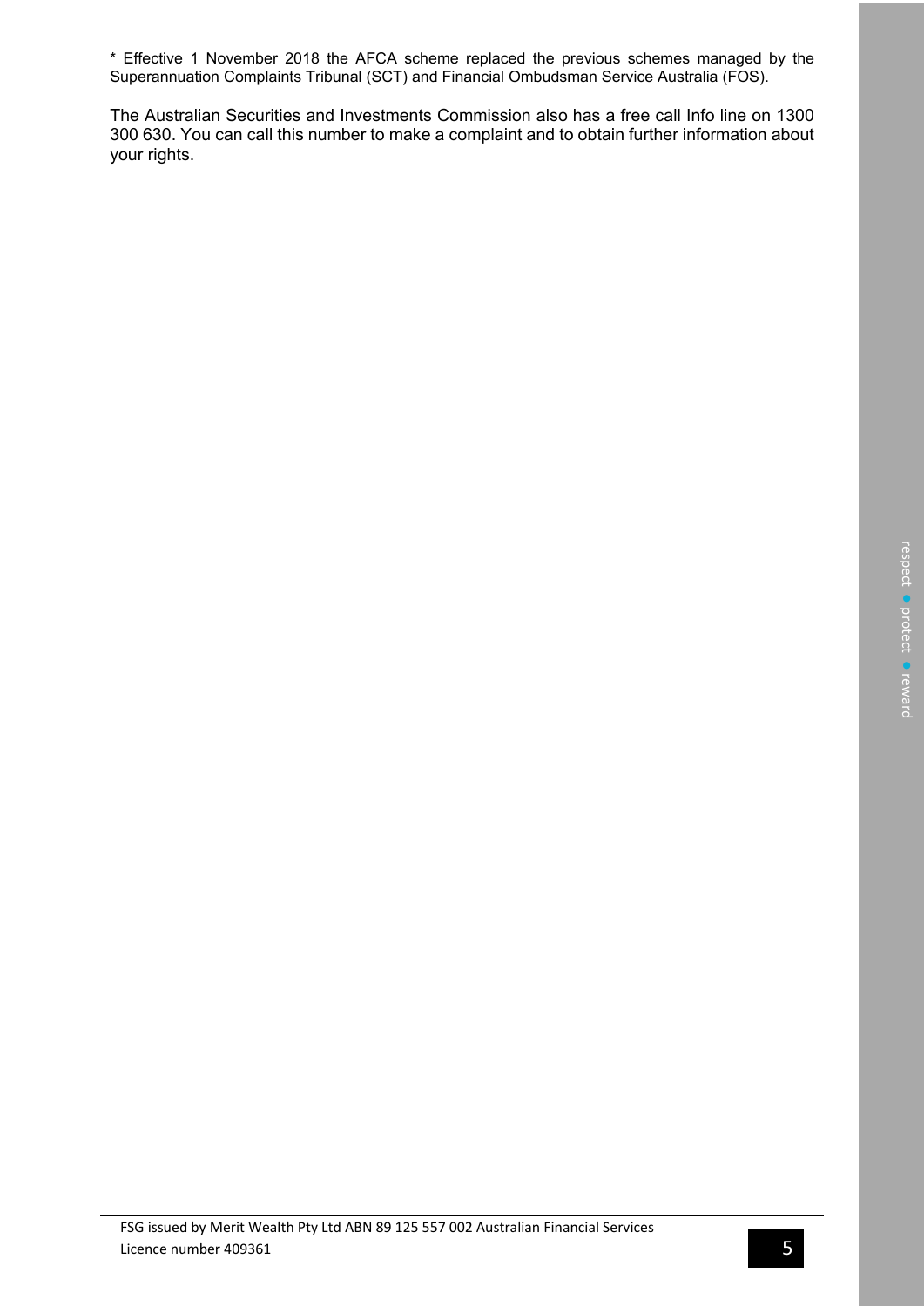* Effective 1 November 2018 the AFCA scheme replaced the previous schemes managed by the Superannuation Complaints Tribunal (SCT) and Financial Ombudsman Service Australia (FOS).

The Australian Securities and Investments Commission also has a free call Info line on 1300 300 630. You can call this number to make a complaint and to obtain further information about your rights.